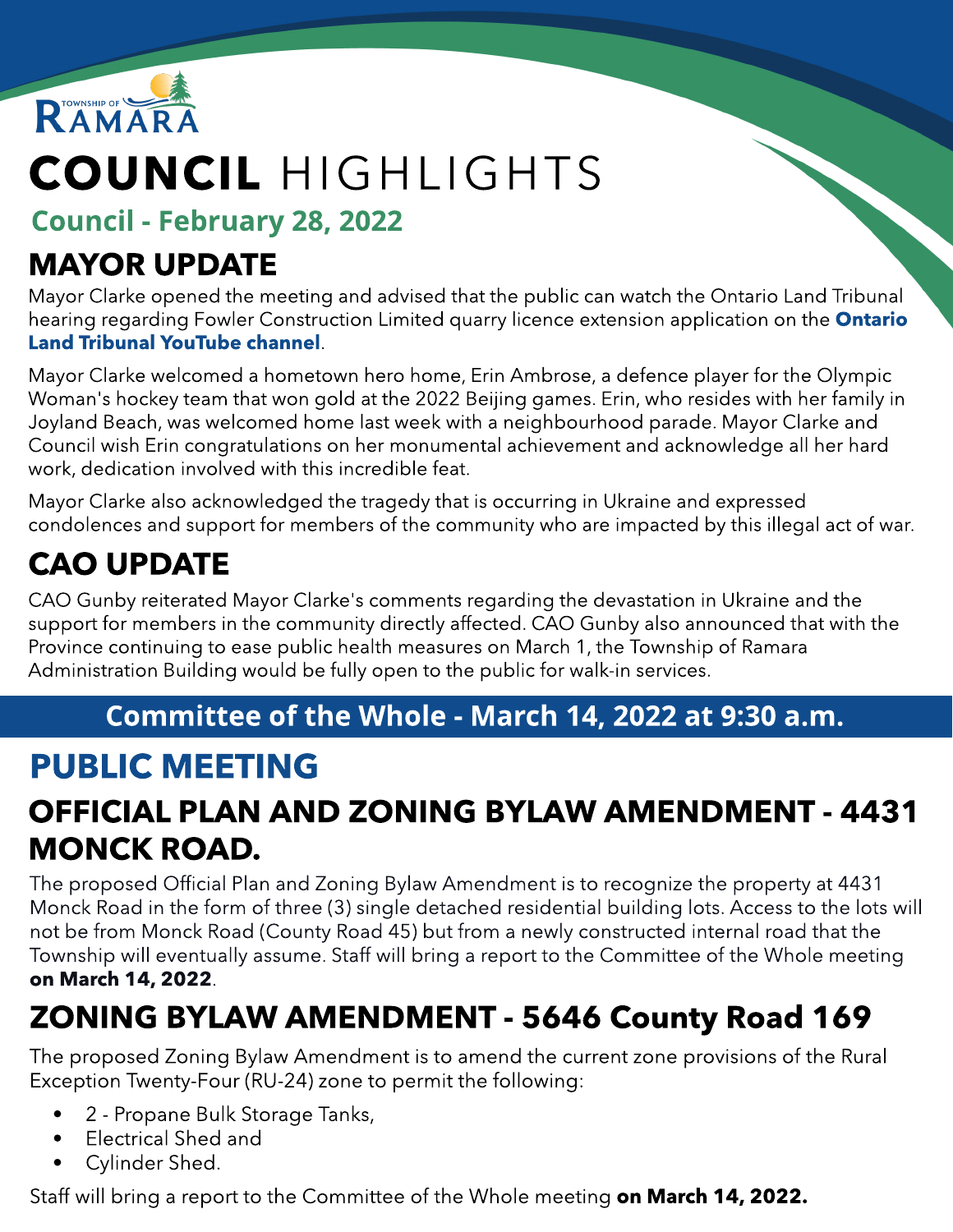TOWNSHIP OF RAMARA

# COUNCIL HIGHLIGHTS

**Council - February 28, 2022**

## MAYOR UPDATE

Mayor Clarke opened the meeting and advised that the public can watch the Ontario Land Tribunal hearing regarding Fowler Construction Limited quarry licence extension application on the **Ontario Land Tribunal YouTube channel**.

Mayor Clarke welcomed a hometown hero home, Erin Ambrose, a defence player for the Olympic Woman's hockey team that won gold at the 2022 Beijing games. Erin, who resides with her family in Joyland Beach, was welcomed home last week with a neighbourhood parade. Mayor Clarke and Council wish Erin congratulations on her monumental achievement and acknowledge all her hard work, dedication involved with this incredible feat.

Mayor Clarke also acknowledged the tragedy that is occurring in Ukraine and expressed condolences and support for members of the community who are impacted by this illegal act of war.

## CAO UPDATE

CAO Gunby reiterated Mayor Clarke's comments regarding the devastation in Ukraine and the support for members in the community directly affected. CAO Gunby also announced that with the Province continuing to ease public health measures on March 1, the Township of Ramara Administration Building would be fully open to the public for walk-in services.

**Committee of the Whole - March 14, 2022 at 9:30 a.m.**

## PUBLIC MEETING

### OFFICIAL PLAN AND ZONING BYLAW AMENDMENT - 4431 MONCK ROAD.

The proposed Official Plan and Zoning Bylaw Amendment is to recognize the property at 4431 Monck Road in the form of three (3) single detached residential building lots. Access to the lots will not be from Monck Road (County Road 45) but from a newly constructed internal road that the Township will eventually assume. Staff will bring a report to the Committee of the Whole meeting **on March 14, 2022**.

### ZONING BYLAW AMENDMENT - 5646 County Road 169

The proposed Zoning Bylaw Amendment is to amend the current zone provisions of the Rural Exception Twenty-Four (RU-24) zone to permit the following:

- 2 - Propane Bulk Storage Tanks,
- Electrical Shed and
- Cylinder Shed.

Staff will bring a report to the Committee of the Whole meeting **on March 14, 2022.**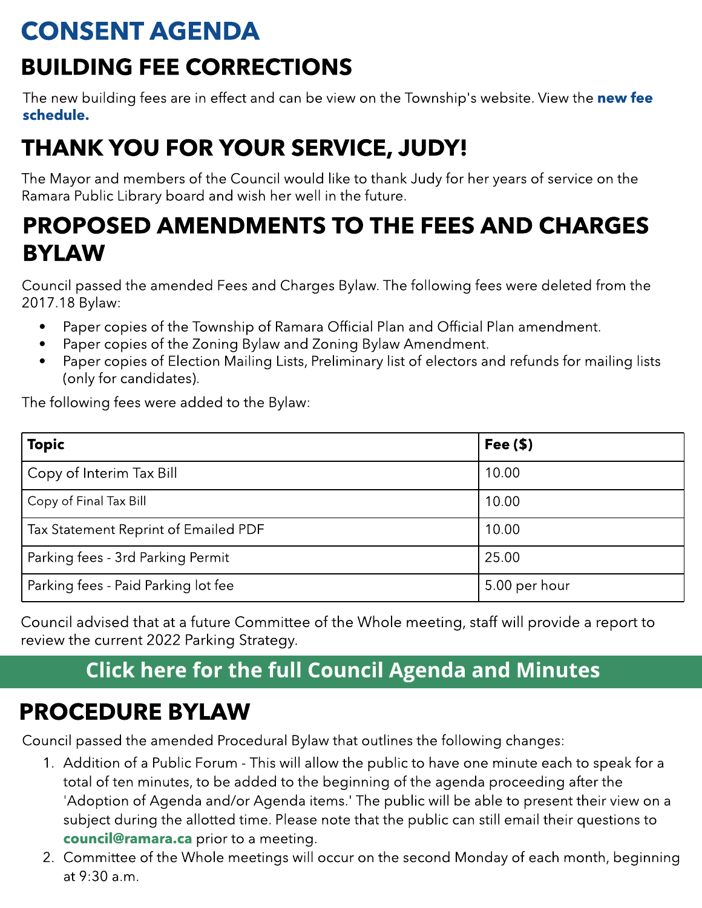# CONSENT AGENDA

## BUILDING FEE CORRECTIONS

The new building fees are in effect and can be view on the Township's website. View the **new fee schedule.**

## THANK YOU FOR YOUR SERVICE, JUDY!

The Mayor and members of the Council would like to thank Judy for her years of service on the Ramara Public Library board and wish her well in the future.

## PROPOSED AMENDMENTS TO THE FEES AND CHARGES BYLAW

Council passed the amended Fees and Charges Bylaw. The following fees were deleted from the 2017.18 Bylaw:

- Paper copies of the Township of Ramara Official Plan and Official Plan amendment.
- Paper copies of the Zoning Bylaw and Zoning Bylaw Amendment.
- Paper copies of Election Mailing Lists, Preliminary list of electors and refunds for mailing lists (only for candidates).

The following fees were added to the Bylaw:

| Topic | Fee ($) |
|---|---|
| Copy of Interim Tax Bill | 10.00 |
| Copy of Final Tax Bill | 10.00 |
| Tax Statement Reprint of Emailed PDF | 10.00 |
| Parking fees - 3rd Parking Permit | 25.00 |
| Parking fees - Paid Parking lot fee | 5.00 per hour |

Council advised that at a future Committee of the Whole meeting, staff will provide a report to review the current 2022 Parking Strategy.

**Click here for the full Council Agenda and Minutes**

## PROCEDURE BYLAW

Council passed the amended Procedural Bylaw that outlines the following changes:

1. Addition of a Public Forum - This will allow the public to have one minute each to speak for a total of ten minutes, to be added to the beginning of the agenda proceeding after the 'Adoption of Agenda and/or Agenda items.' The public will be able to present their view on a subject during the allotted time. Please note that the public can still email their questions to **council@ramara.ca** prior to a meeting.
2. Committee of the Whole meetings will occur on the second Monday of each month, beginning at 9:30 a.m.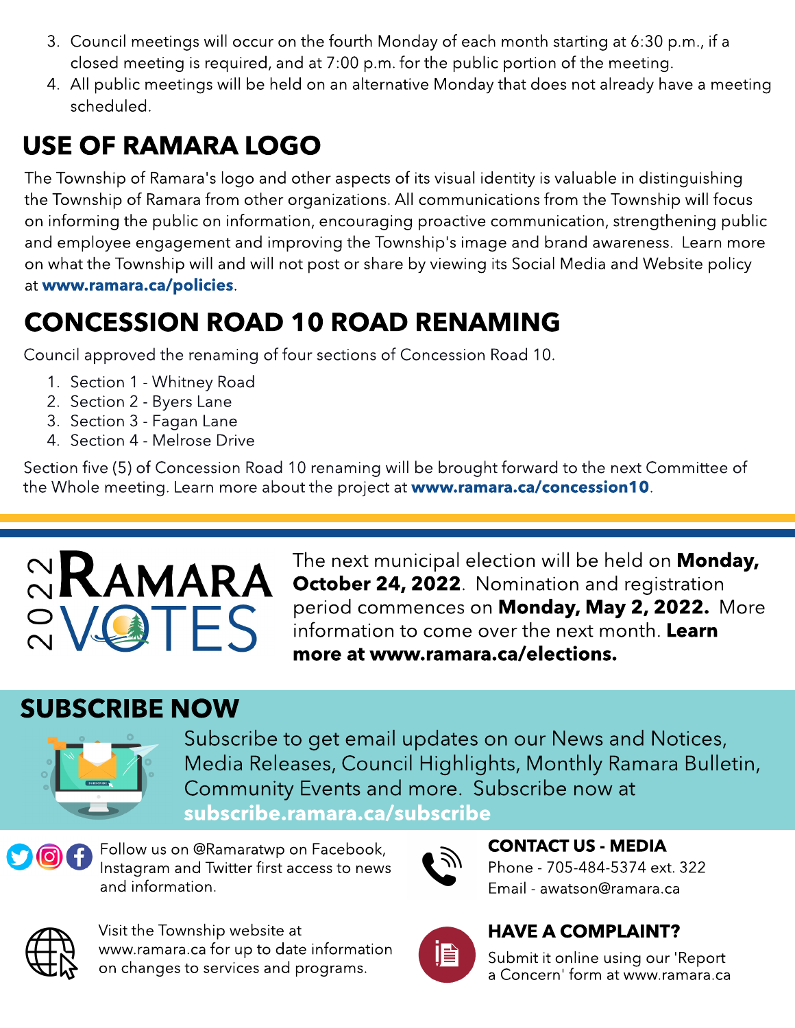3. Council meetings will occur on the fourth Monday of each month starting at 6:30 p.m., if a closed meeting is required, and at 7:00 p.m. for the public portion of the meeting.
4. All public meetings will be held on an alternative Monday that does not already have a meeting scheduled.

## USE OF RAMARA LOGO

The Township of Ramara's logo and other aspects of its visual identity is valuable in distinguishing the Township of Ramara from other organizations. All communications from the Township will focus on informing the public on information, encouraging proactive communication, strengthening public and employee engagement and improving the Township's image and brand awareness. Learn more on what the Township will and will not post or share by viewing its Social Media and Website policy at **www.ramara.ca/policies**.

## CONCESSION ROAD 10 ROAD RENAMING

Council approved the renaming of four sections of Concession Road 10.

1. Section 1 - Whitney Road
2. Section 2 - Byers Lane
3. Section 3 - Fagan Lane
4. Section 4 - Melrose Drive

Section five (5) of Concession Road 10 renaming will be brought forward to the next Committee of the Whole meeting. Learn more about the project at **www.ramara.ca/concession10**.

2022 RAMARA VOTES

The next municipal election will be held on **Monday, October 24, 2022**. Nomination and registration period commences on **Monday, May 2, 2022.** More information to come over the next month. **Learn more at www.ramara.ca/elections.**

## SUBSCRIBE NOW

Subscribe to get email updates on our News and Notices, Media Releases, Council Highlights, Monthly Ramara Bulletin, Community Events and more. Subscribe now at **subscribe.ramara.ca/subscribe**

Follow us on @Ramaratwp on Facebook, Instagram and Twitter first access to news and information.

Visit the Township website at www.ramara.ca for up to date information on changes to services and programs.

### CONTACT US - MEDIA

Phone - 705-484-5374 ext. 322
Email - awatson@ramara.ca

### HAVE A COMPLAINT?

Submit it online using our 'Report a Concern' form at www.ramara.ca